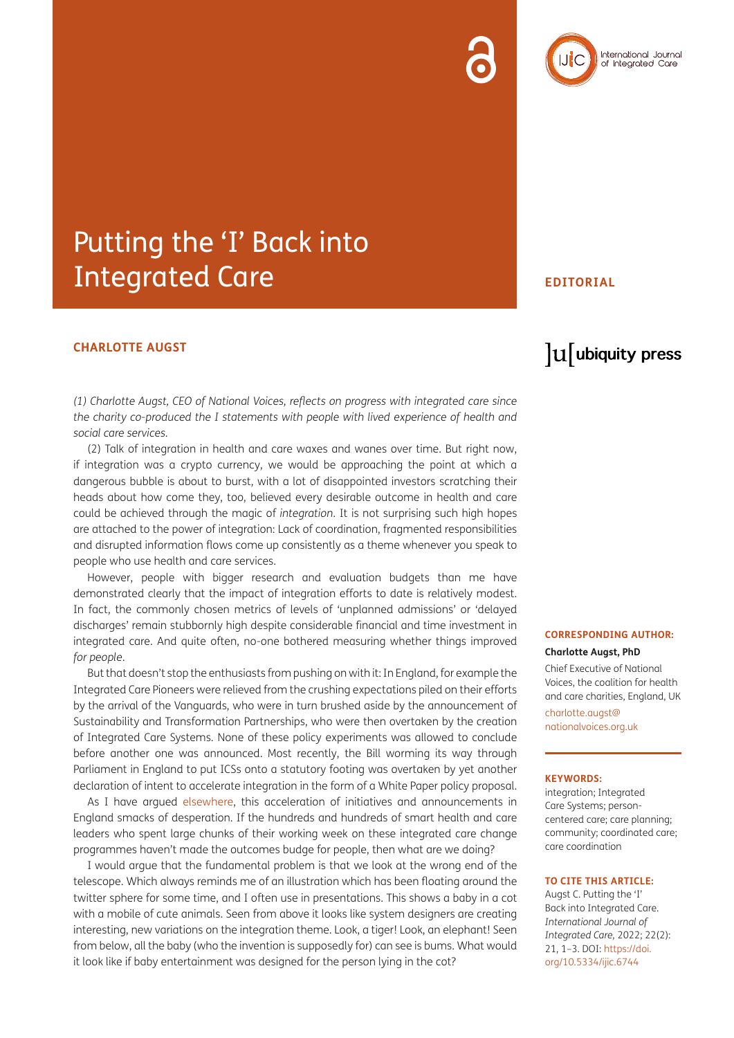# Putting the 'I' Back into Integrated Care

**EDITORIAL**

**CHARLOTTE AUGST**

*(1) Charlotte Augst, CEO of National Voices, reflects on progress with integrated care since the charity co-produced the I statements with people with lived experience of health and social care services.*

(2) Talk of integration in health and care waxes and wanes over time. But right now, if integration was a crypto currency, we would be approaching the point at which a dangerous bubble is about to burst, with a lot of disappointed investors scratching their heads about how come they, too, believed every desirable outcome in health and care could be achieved through the magic of *integration*. It is not surprising such high hopes are attached to the power of integration: Lack of coordination, fragmented responsibilities and disrupted information flows come up consistently as a theme whenever you speak to people who use health and care services.

However, people with bigger research and evaluation budgets than me have demonstrated clearly that the impact of integration efforts to date is relatively modest. In fact, the commonly chosen metrics of levels of 'unplanned admissions' or 'delayed discharges' remain stubbornly high despite considerable financial and time investment in integrated care. And quite often, no-one bothered measuring whether things improved *for people*.

But that doesn't stop the enthusiasts from pushing on with it: In England, for example the Integrated Care Pioneers were relieved from the crushing expectations piled on their efforts by the arrival of the Vanguards, who were in turn brushed aside by the announcement of Sustainability and Transformation Partnerships, who were then overtaken by the creation of Integrated Care Systems. None of these policy experiments was allowed to conclude before another one was announced. Most recently, the Bill worming its way through Parliament in England to put ICSs onto a statutory footing was overtaken by yet another declaration of intent to accelerate integration in the form of a White Paper policy proposal.

As I have argued elsewhere, this acceleration of initiatives and announcements in England smacks of desperation. If the hundreds and hundreds of smart health and care leaders who spent large chunks of their working week on these integrated care change programmes haven't made the outcomes budge for people, then what are we doing?

I would argue that the fundamental problem is that we look at the wrong end of the telescope. Which always reminds me of an illustration which has been floating around the twitter sphere for some time, and I often use in presentations. This shows a baby in a cot with a mobile of cute animals. Seen from above it looks like system designers are creating interesting, new variations on the integration theme. Look, a tiger! Look, an elephant! Seen from below, all the baby (who the invention is supposedly for) can see is bums. What would it look like if baby entertainment was designed for the person lying in the cot?

**CORRESPONDING AUTHOR:**

**Charlotte Augst, PhD**

Chief Executive of National Voices, the coalition for health and care charities, England, UK

charlotte.augst@nationalvoices.org.uk

**KEYWORDS:**

integration; Integrated Care Systems; person-centered care; care planning; community; coordinated care; care coordination

**TO CITE THIS ARTICLE:**

Augst C. Putting the 'I' Back into Integrated Care. *International Journal of Integrated Care,* 2022; 22(2): 21, 1–3. DOI: https://doi.org/10.5334/ijic.6744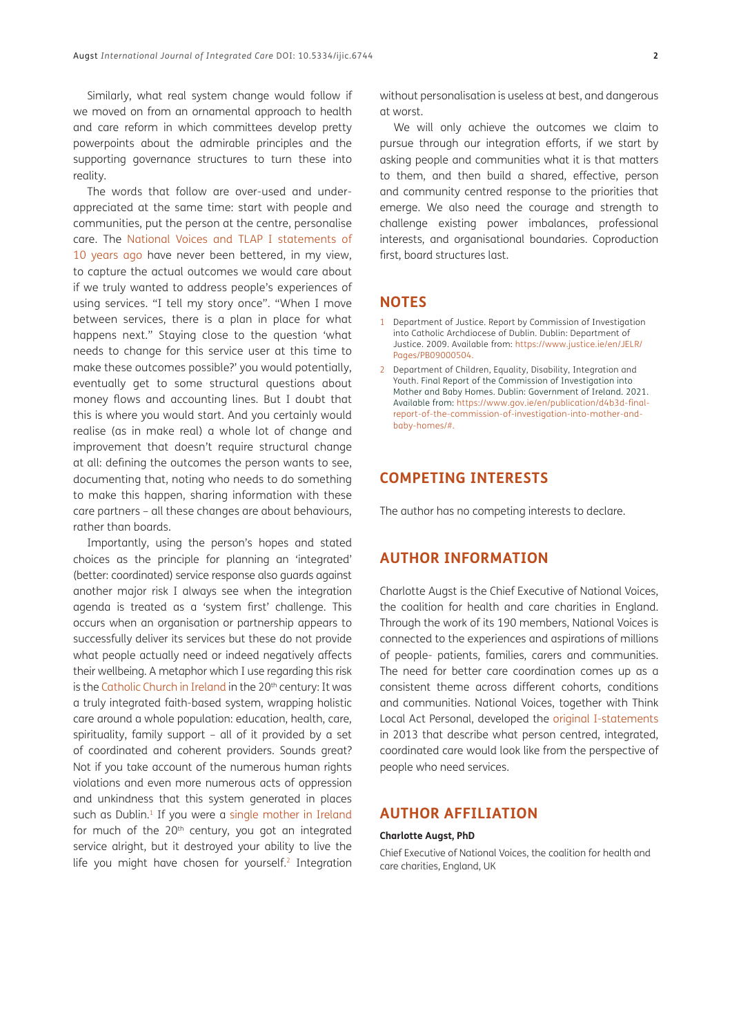Similarly, what real system change would follow if we moved on from an ornamental approach to health and care reform in which committees develop pretty powerpoints about the admirable principles and the supporting governance structures to turn these into reality.

The words that follow are over-used and under-appreciated at the same time: start with people and communities, put the person at the centre, personalise care. The National Voices and TLAP I statements of 10 years ago have never been bettered, in my view, to capture the actual outcomes we would care about if we truly wanted to address people's experiences of using services. "I tell my story once". "When I move between services, there is a plan in place for what happens next." Staying close to the question 'what needs to change for this service user at this time to make these outcomes possible?' you would potentially, eventually get to some structural questions about money flows and accounting lines. But I doubt that this is where you would start. And you certainly would realise (as in make real) a whole lot of change and improvement that doesn't require structural change at all: defining the outcomes the person wants to see, documenting that, noting who needs to do something to make this happen, sharing information with these care partners – all these changes are about behaviours, rather than boards.

Importantly, using the person's hopes and stated choices as the principle for planning an 'integrated' (better: coordinated) service response also guards against another major risk I always see when the integration agenda is treated as a 'system first' challenge. This occurs when an organisation or partnership appears to successfully deliver its services but these do not provide what people actually need or indeed negatively affects their wellbeing. A metaphor which I use regarding this risk is the Catholic Church in Ireland in the 20th century: It was a truly integrated faith-based system, wrapping holistic care around a whole population: education, health, care, spirituality, family support – all of it provided by a set of coordinated and coherent providers. Sounds great? Not if you take account of the numerous human rights violations and even more numerous acts of oppression and unkindness that this system generated in places such as Dublin.[1] If you were a single mother in Ireland for much of the 20th century, you got an integrated service alright, but it destroyed your ability to live the life you might have chosen for yourself.[2] Integration without personalisation is useless at best, and dangerous at worst.

We will only achieve the outcomes we claim to pursue through our integration efforts, if we start by asking people and communities what it is that matters to them, and then build a shared, effective, person and community centred response to the priorities that emerge. We also need the courage and strength to challenge existing power imbalances, professional interests, and organisational boundaries. Coproduction first, board structures last.

## NOTES

1. Department of Justice. Report by Commission of Investigation into Catholic Archdiocese of Dublin. Dublin: Department of Justice. 2009. Available from: https://www.justice.ie/en/JELR/Pages/PB09000504.
2. Department of Children, Equality, Disability, Integration and Youth. Final Report of the Commission of Investigation into Mother and Baby Homes. Dublin: Government of Ireland. 2021. Available from: https://www.gov.ie/en/publication/d4b3d-final-report-of-the-commission-of-investigation-into-mother-and-baby-homes/#.

## COMPETING INTERESTS

The author has no competing interests to declare.

## AUTHOR INFORMATION

Charlotte Augst is the Chief Executive of National Voices, the coalition for health and care charities in England. Through the work of its 190 members, National Voices is connected to the experiences and aspirations of millions of people- patients, families, carers and communities. The need for better care coordination comes up as a consistent theme across different cohorts, conditions and communities. National Voices, together with Think Local Act Personal, developed the original I-statements in 2013 that describe what person centred, integrated, coordinated care would look like from the perspective of people who need services.

## AUTHOR AFFILIATION

**Charlotte Augst, PhD**

Chief Executive of National Voices, the coalition for health and care charities, England, UK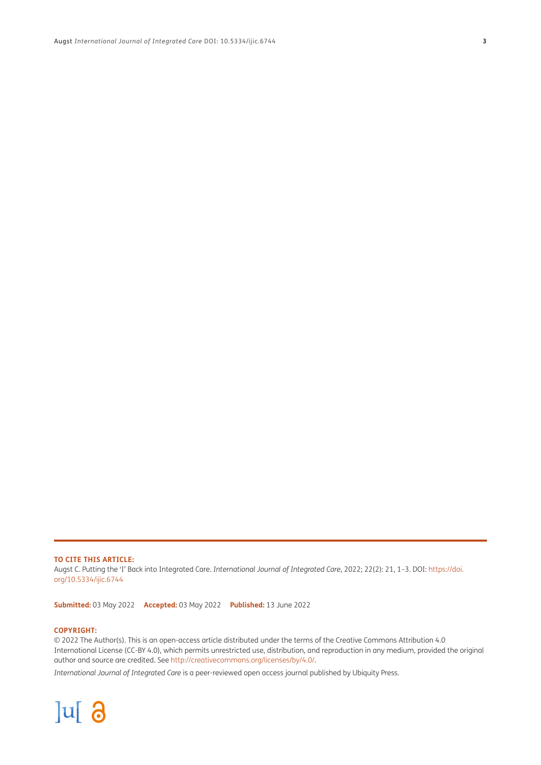**TO CITE THIS ARTICLE:**

Augst C. Putting the 'I' Back into Integrated Care. *International Journal of Integrated Care*, 2022; 22(2): 21, 1–3. DOI: https://doi.org/10.5334/ijic.6744

**Submitted:** 03 May 2022 **Accepted:** 03 May 2022 **Published:** 13 June 2022

**COPYRIGHT:**

© 2022 The Author(s). This is an open-access article distributed under the terms of the Creative Commons Attribution 4.0 International License (CC-BY 4.0), which permits unrestricted use, distribution, and reproduction in any medium, provided the original author and source are credited. See http://creativecommons.org/licenses/by/4.0/.

*International Journal of Integrated Care* is a peer-reviewed open access journal published by Ubiquity Press.